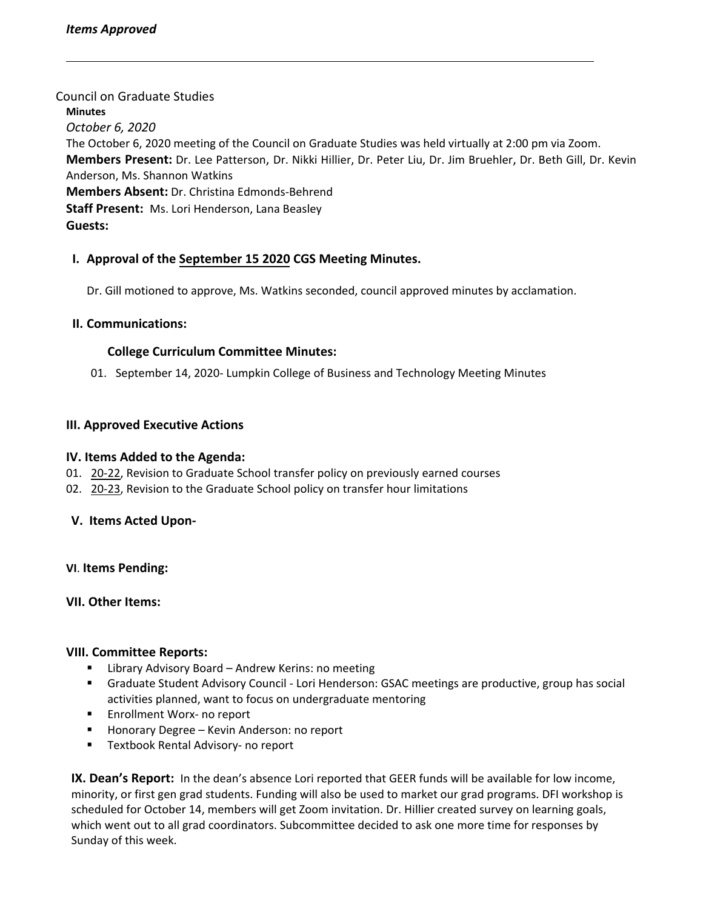*Items Approved*

---

Council on Graduate Studies

**Minutes**

*October 6, 2020*

The October 6, 2020 meeting of the Council on Graduate Studies was held virtually at 2:00 pm via Zoom.

**Members Present:** Dr. Lee Patterson, Dr. Nikki Hillier, Dr. Peter Liu, Dr. Jim Bruehler, Dr. Beth Gill, Dr. Kevin Anderson, Ms. Shannon Watkins

**Members Absent:** Dr. Christina Edmonds-Behrend

**Staff Present:** Ms. Lori Henderson, Lana Beasley

**Guests:**

## I. Approval of the September 15 2020 CGS Meeting Minutes.

Dr. Gill motioned to approve, Ms. Watkins seconded, council approved minutes by acclamation.

## II. Communications:

### College Curriculum Committee Minutes:

01. September 14, 2020- Lumpkin College of Business and Technology Meeting Minutes

## III. Approved Executive Actions

## IV. Items Added to the Agenda:

01. 20-22, Revision to Graduate School transfer policy on previously earned courses
02. 20-23, Revision to the Graduate School policy on transfer hour limitations

## V. Items Acted Upon-

## VI. Items Pending:

## VII. Other Items:

## VIII. Committee Reports:

- Library Advisory Board – Andrew Kerins: no meeting
- Graduate Student Advisory Council - Lori Henderson: GSAC meetings are productive, group has social activities planned, want to focus on undergraduate mentoring
- Enrollment Worx- no report
- Honorary Degree – Kevin Anderson: no report
- Textbook Rental Advisory- no report

**IX. Dean's Report:** In the dean's absence Lori reported that GEER funds will be available for low income, minority, or first gen grad students. Funding will also be used to market our grad programs. DFI workshop is scheduled for October 14, members will get Zoom invitation. Dr. Hillier created survey on learning goals, which went out to all grad coordinators. Subcommittee decided to ask one more time for responses by Sunday of this week.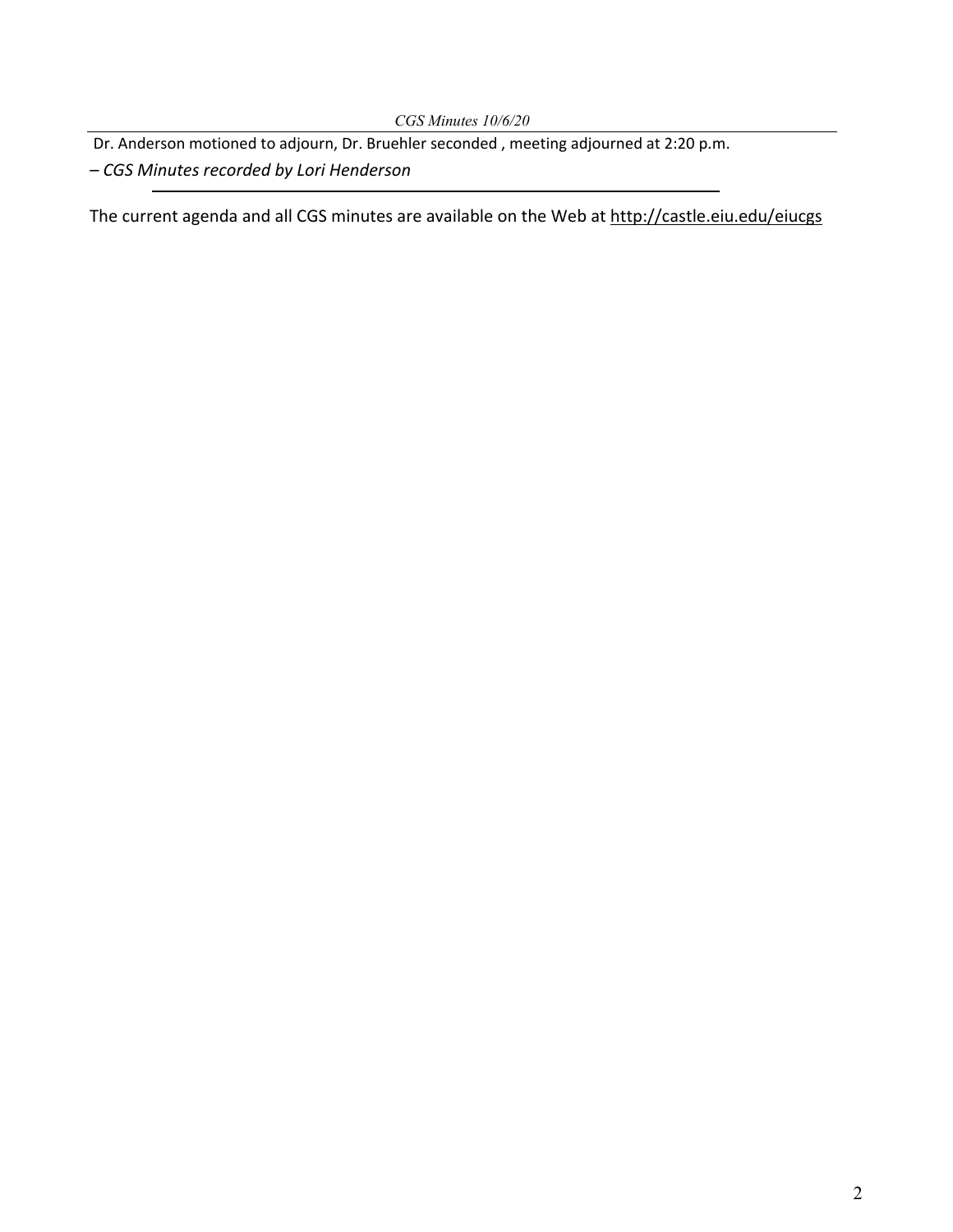Dr. Anderson motioned to adjourn, Dr. Bruehler seconded , meeting adjourned at 2:20 p.m.

*– CGS Minutes recorded by Lori Henderson*

---

The current agenda and all CGS minutes are available on the Web at http://castle.eiu.edu/eiucgs